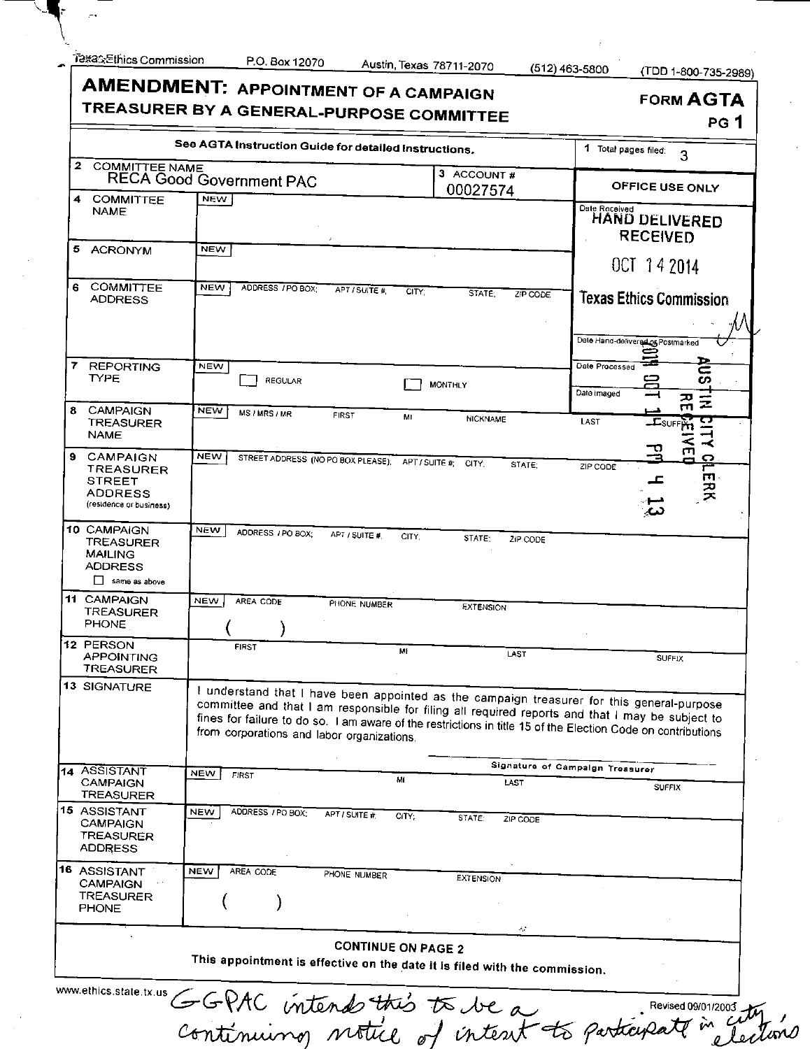Texas Ethics Commission P.O. Box 12070 Austin, Texas 78711-2070 (512) 463-5800 (TDD 1-800-735-2989)

# AMENDMENT: APPOINTMENT OF A CAMPAIGN TREASURER BY A GENERAL-PURPOSE COMMITTEE

**FORM AGTA**
**PG 1**

See AGTA Instruction Guide for detailed instructions.

| | | |
|---|---|---|
| 1 Total pages filed: | 3 | |
| 2 COMMITTEE NAME | RECA Good Government PAC | |
| 3 ACCOUNT # | 00027574 | |
| 4 COMMITTEE NAME | NEW | |
| 5 ACRONYM | NEW | |
| 6 COMMITTEE ADDRESS | NEW ADDRESS / PO BOX; APT / SUITE #; CITY; STATE; ZIP CODE | |
| 7 REPORTING TYPE | NEW ☐ REGULAR ☐ MONTHLY | |
| 8 CAMPAIGN TREASURER NAME | NEW MS / MRS / MR FIRST MI NICKNAME LAST SUFFIX | |
| 9 CAMPAIGN TREASURER STREET ADDRESS (residence or business) | NEW STREET ADDRESS (NO PO BOX PLEASE); APT / SUITE #; CITY; STATE; ZIP CODE | |
| 10 CAMPAIGN TREASURER MAILING ADDRESS ☐ same as above | NEW ADDRESS / PO BOX; APT / SUITE #; CITY; STATE; ZIP CODE | |
| 11 CAMPAIGN TREASURER PHONE | NEW AREA CODE ( ) PHONE NUMBER EXTENSION | |
| 12 PERSON APPOINTING TREASURER | FIRST MI LAST SUFFIX | |

**OFFICE USE ONLY**

Date Received: HAND DELIVERED RECEIVED OCT 14 2014 Texas Ethics Commission

Date Hand-delivered or Postmarked

Date Processed

Date Imaged

AUSTIN CITY CLERK RECEIVED 2014 OCT 14 PM 4 13

13 SIGNATURE

I understand that I have been appointed as the campaign treasurer for this general-purpose committee and that I am responsible for filing all required reports and that I may be subject to fines for failure to do so. I am aware of the restrictions in title 15 of the Election Code on contributions from corporations and labor organizations.

Signature of Campaign Treasurer

| | |
|---|---|
| 14 ASSISTANT CAMPAIGN TREASURER | NEW FIRST MI LAST SUFFIX |
| 15 ASSISTANT CAMPAIGN TREASURER ADDRESS | NEW ADDRESS / PO BOX; APT / SUITE #; CITY; STATE; ZIP CODE |
| 16 ASSISTANT CAMPAIGN TREASURER PHONE | NEW AREA CODE ( ) PHONE NUMBER EXTENSION |

**CONTINUE ON PAGE 2**

**This appointment is effective on the date it is filed with the commission.**

www.ethics.state.tx.us Revised 09/01/2003

*GGPAC intends this to be a continuing notice of intent to participate in city elections*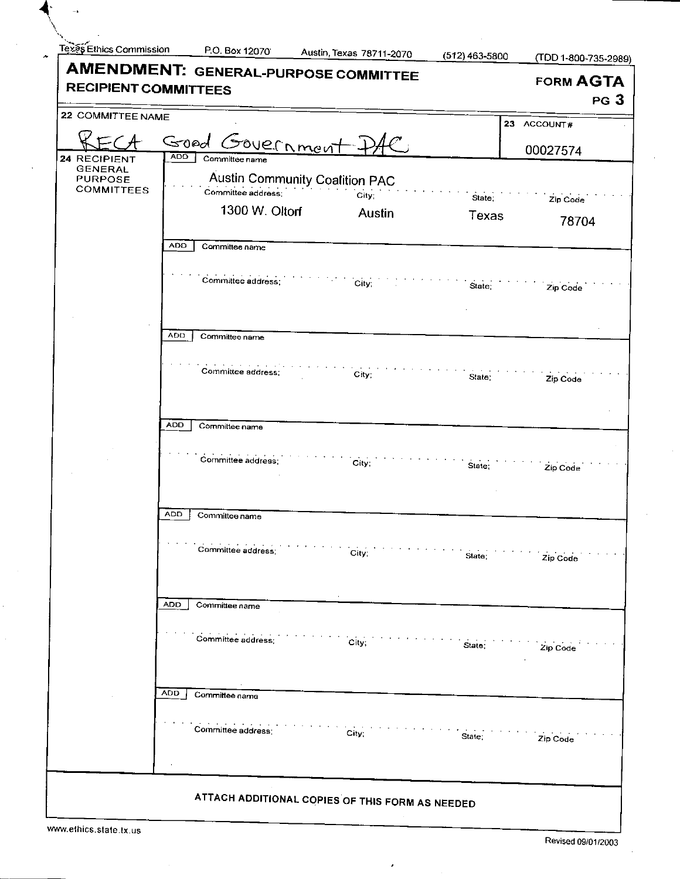Texas Ethics Commission P.O. Box 12070 Austin, Texas 78711-2070 (512) 463-5800 (TDD 1-800-735-2989)

# AMENDMENT: GENERAL-PURPOSE COMMITTEE RECIPIENT COMMITTEES

**FORM AGTA**
**PG 3**

| 22 COMMITTEE NAME | 23 ACCOUNT# |
|---|---|
| RECA Good Government PAC | 00027574 |

**24 RECIPIENT GENERAL PURPOSE COMMITTEES**

| ADD | Committee name | | | |
|---|---|---|---|---|
| | Austin Community Coalition PAC | | | |
| | Committee address; | City; | State; | Zip Code |
| | 1300 W. Oltorf | Austin | Texas | 78704 |

| ADD | Committee name | | | |
|---|---|---|---|---|
| | | | | |
| | Committee address; | City; | State; | Zip Code |

| ADD | Committee name | | | |
|---|---|---|---|---|
| | | | | |
| | Committee address; | City; | State; | Zip Code |

| ADD | Committee name | | | |
|---|---|---|---|---|
| | | | | |
| | Committee address; | City; | State; | Zip Code |

| ADD | Committee name | | | |
|---|---|---|---|---|
| | | | | |
| | Committee address; | City; | State; | Zip Code |

| ADD | Committee name | | | |
|---|---|---|---|---|
| | | | | |
| | Committee address; | City; | State; | Zip Code |

| ADD | Committee name | | | |
|---|---|---|---|---|
| | | | | |
| | Committee address; | City; | State; | Zip Code |

**ATTACH ADDITIONAL COPIES OF THIS FORM AS NEEDED**

www.ethics.state.tx.us

Revised 09/01/2003